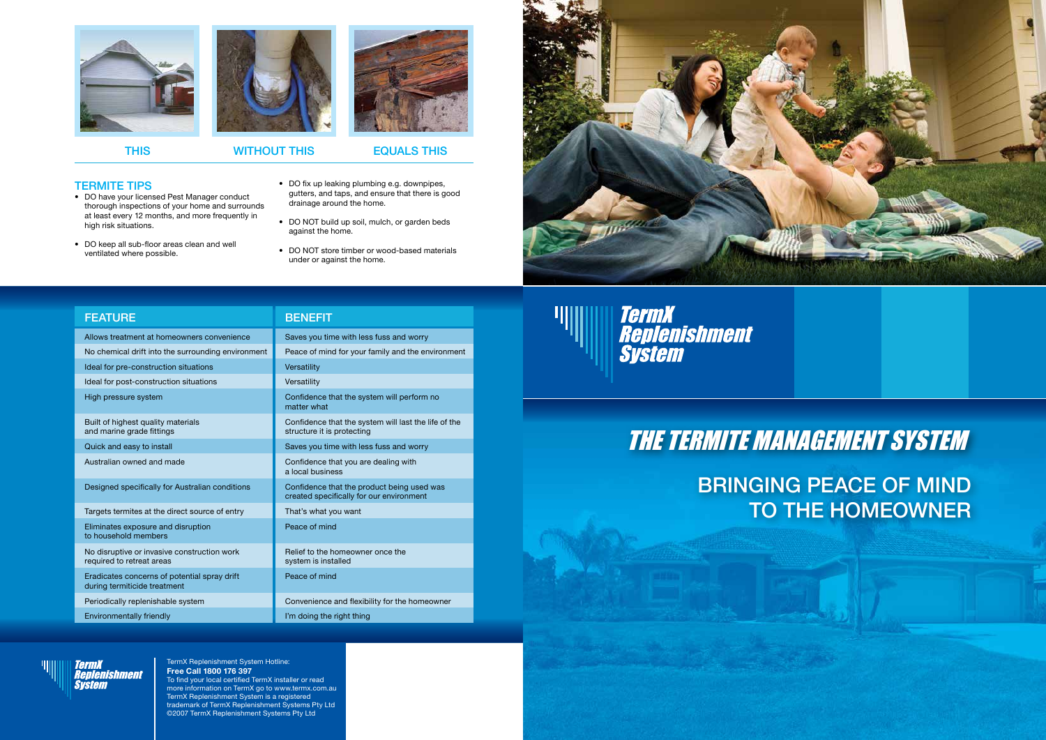THIS | WITHOUT THIS | EQUALS THIS

## TERMITE TIPS

- DO have your licensed Pest Manager conduct thorough inspections of your home and surrounds at least every 12 months, and more frequently in high risk situations.
- DO keep all sub-floor areas clean and well ventilated where possible.
- DO fix up leaking plumbing e.g. downpipes, gutters, and taps, and ensure that there is good drainage around the home.
- DO NOT build up soil, mulch, or garden beds against the home.
- DO NOT store timber or wood-based materials under or against the home.

| FEATURE | BENEFIT |
|---|---|
| Allows treatment at homeowners convenience | Saves you time with less fuss and worry |
| No chemical drift into the surrounding environment | Peace of mind for your family and the environment |
| Ideal for pre-construction situations | Versatility |
| Ideal for post-construction situations | Versatility |
| High pressure system | Confidence that the system will perform no matter what |
| Built of highest quality materials and marine grade fittings | Confidence that the system will last the life of the structure it is protecting |
| Quick and easy to install | Saves you time with less fuss and worry |
| Australian owned and made | Confidence that you are dealing with a local business |
| Designed specifically for Australian conditions | Confidence that the product being used was created specifically for our environment |
| Targets termites at the direct source of entry | That's what you want |
| Eliminates exposure and disruption to household members | Peace of mind |
| No disruptive or invasive construction work required to retreat areas | Relief to the homeowner once the system is installed |
| Eradicates concerns of potential spray drift during termiticide treatment | Peace of mind |
| Periodically replenishable system | Convenience and flexibility for the homeowner |
| Environmentally friendly | I'm doing the right thing |

**TermX Replenishment System**

TermX Replenishment System Hotline:
**Free Call 1800 176 397**
To find your local certified TermX installer or read more information on TermX go to www.termx.com.au
TermX Replenishment System is a registered trademark of TermX Replenishment Systems Pty Ltd
©2007 TermX Replenishment Systems Pty Ltd

# TermX Replenishment System

## THE TERMITE MANAGEMENT SYSTEM

## BRINGING PEACE OF MIND TO THE HOMEOWNER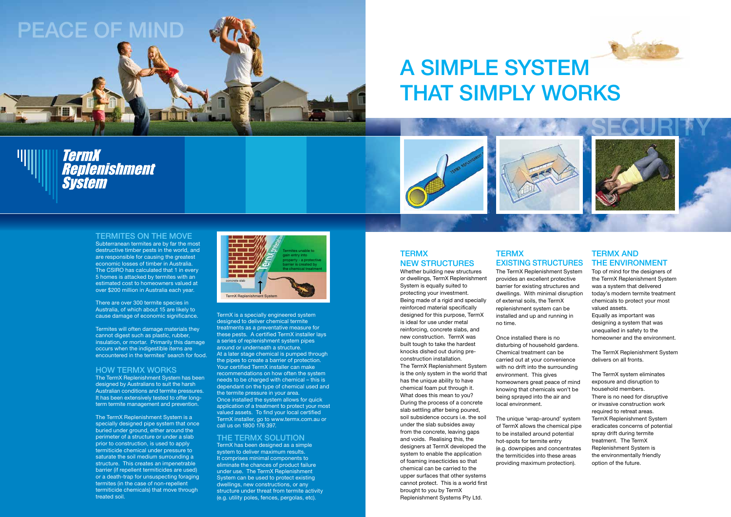# PEACE OF MIND

**TermX Replenishment System**

# A SIMPLE SYSTEM THAT SIMPLY WORKS

SECURITY

## TERMITES ON THE MOVE

Subterranean termites are by far the most destructive timber pests in the world, and are responsible for causing the greatest economic losses of timber in Australia. The CSIRO has calculated that 1 in every 5 homes is attacked by termites with an estimated cost to homeowners valued at over $200 million in Australia each year.

There are over 300 termite species in Australia, of which about 15 are likely to cause damage of economic significance.

Termites will often damage materials they cannot digest such as plastic, rubber, insulation, or mortar. Primarily this damage occurs when the indigestible items are encountered in the termites' search for food.

## HOW TERMX WORKS

The TermX Replenishment System has been designed by Australians to suit the harsh Australian conditions and termite pressures. It has been extensively tested to offer long-term termite management and prevention.

The TermX Replenishment System is a specially designed pipe system that once buried under ground, either around the perimeter of a structure or under a slab prior to construction, is used to apply termiticide chemical under pressure to saturate the soil medium surrounding a structure. This creates an impenetrable barrier (if repellent termiticides are used) or a death-trap for unsuspecting foraging termites (in the case of non-repellent termiticide chemicals) that move through treated soil.

Termites unable to gain entry into property - a protective barrier is created by the chemical treatment

concrete slab

TermX Replenishment System

TermX is a specially engineered system designed to deliver chemical termite treatments as a preventative measure for these pests. A certified TermX installer lays a series of replenishment system pipes around or underneath a structure.
At a later stage chemical is pumped through the pipes to create a barrier of protection.
Your certified TermX installer can make recommendations on how often the system needs to be charged with chemical – this is dependant on the type of chemical used and the termite pressure in your area.
Once installed the system allows for quick application of a treatment to protect your most valued assets. To find your local certified TermX installer, go to www.termx.com.au or call us on 1800 176 397.

## THE TERMX SOLUTION

TermX has been designed as a simple system to deliver maximum results.
It comprises minimal components to eliminate the chances of product failure under use. The TermX Replenishment System can be used to protect existing dwellings, new constructions, or any structure under threat from termite activity (e.g. utility poles, fences, pergolas, etc).

## TERMX NEW STRUCTURES

Whether building new structures or dwellings, TermX Replenishment System is equally suited to protecting your investment.
Being made of a rigid and specially reinforced material specifically designed for this purpose, TermX is ideal for use under metal reinforcing, concrete slabs, and new construction. TermX was built tough to take the hardest knocks dished out during pre-construction installation.
The TermX Replenishment System is the only system in the world that has the unique ability to have chemical foam put through it.
What does this mean to you?
During the process of a concrete slab settling after being poured, soil subsidence occurs i.e. the soil under the slab subsides away from the concrete, leaving gaps and voids. Realising this, the designers at TermX developed the system to enable the application of foaming insecticides so that chemical can be carried to the upper surfaces that other systems cannot protect. This is a world first brought to you by TermX Replenishment Systems Pty Ltd.

## TERMX EXISTING STRUCTURES

The TermX Replenishment System provides an excellent protective barrier for existing structures and dwellings. With minimal disruption of external soils, the TermX replenishment system can be installed and up and running in no time.

Once installed there is no disturbing of household gardens. Chemical treatment can be carried out at your convenience with no drift into the surrounding environment. This gives homeowners great peace of mind knowing that chemicals won't be being sprayed into the air and local environment.

The unique 'wrap-around' system of TermX allows the chemical pipe to be installed around potential hot-spots for termite entry (e.g. downpipes and concentrates the termiticides into these areas providing maximum protection).

## TERMX AND THE ENVIRONMENT

Top of mind for the designers of the TermX Replenishment System was a system that delivered today's modern termite treatment chemicals to protect your most valued assets.
Equally as important was designing a system that was unequalled in safety to the homeowner and the environment.

The TermX Replenishment System delivers on all fronts.

The TermX system eliminates exposure and disruption to household members.
There is no need for disruptive or invasive construction work required to retreat areas.
TermX Replenishment System eradicates concerns of potential spray drift during termite treatment. The TermX Replenishment System is the environmentally friendly option of the future.